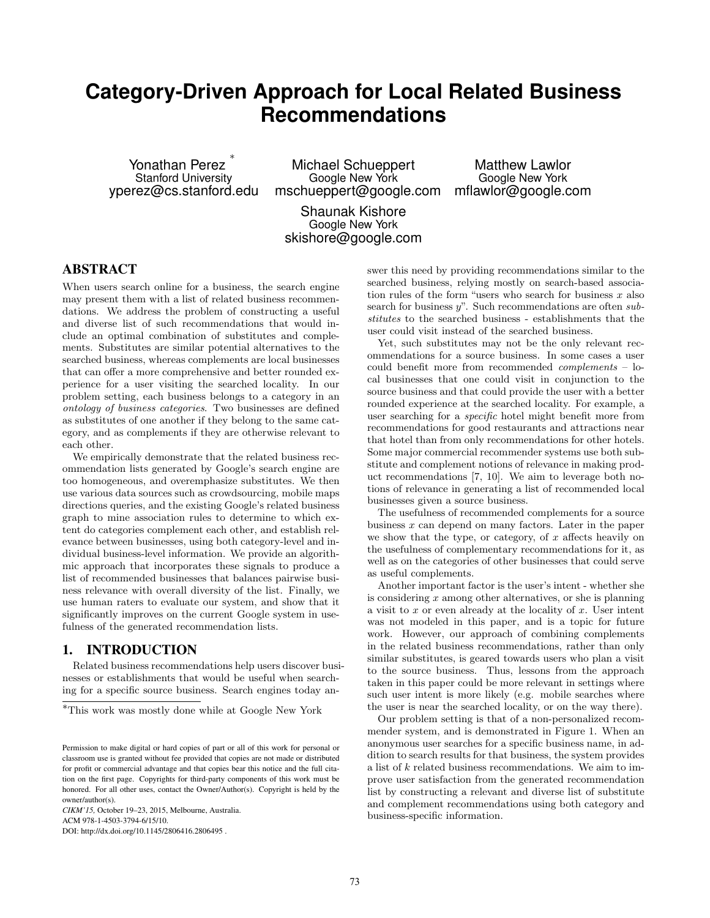# Category-Driven Approach for Local Related Business Recommendations

Yonathan Perez [*]
Stanford University
yperez@cs.stanford.edu

Michael Schueppert
Google New York
mschueppert@google.com

Matthew Lawlor
Google New York
mflawlor@google.com

Shaunak Kishore
Google New York
skishore@google.com

## ABSTRACT

When users search online for a business, the search engine may present them with a list of related business recommendations. We address the problem of constructing a useful and diverse list of such recommendations that would include an optimal combination of substitutes and complements. Substitutes are similar potential alternatives to the searched business, whereas complements are local businesses that can offer a more comprehensive and better rounded experience for a user visiting the searched locality. In our problem setting, each business belongs to a category in an *ontology of business categories*. Two businesses are defined as substitutes of one another if they belong to the same category, and as complements if they are otherwise relevant to each other.

We empirically demonstrate that the related business recommendation lists generated by Google's search engine are too homogeneous, and overemphasize substitutes. We then use various data sources such as crowdsourcing, mobile maps directions queries, and the existing Google's related business graph to mine association rules to determine to which extent do categories complement each other, and establish relevance between businesses, using both category-level and individual business-level information. We provide an algorithmic approach that incorporates these signals to produce a list of recommended businesses that balances pairwise business relevance with overall diversity of the list. Finally, we use human raters to evaluate our system, and show that it significantly improves on the current Google system in usefulness of the generated recommendation lists.

## 1. INTRODUCTION

Related business recommendations help users discover businesses or establishments that would be useful when searching for a specific source business. Search engines today answer this need by providing recommendations similar to the searched business, relying mostly on search-based association rules of the form "users who search for business $x$ also search for business $y$". Such recommendations are often *substitutes* to the searched business - establishments that the user could visit instead of the searched business.

Yet, such substitutes may not be the only relevant recommendations for a source business. In some cases a user could benefit more from recommended *complements* – local businesses that one could visit in conjunction to the source business and that could provide the user with a better rounded experience at the searched locality. For example, a user searching for a *specific* hotel might benefit more from recommendations for good restaurants and attractions near that hotel than from only recommendations for other hotels. Some major commercial recommender systems use both substitute and complement notions of relevance in making product recommendations [7, 10]. We aim to leverage both notions of relevance in generating a list of recommended local businesses given a source business.

The usefulness of recommended complements for a source business $x$ can depend on many factors. Later in the paper we show that the type, or category, of $x$ affects heavily on the usefulness of complementary recommendations for it, as well as on the categories of other businesses that could serve as useful complements.

Another important factor is the user's intent - whether she is considering $x$ among other alternatives, or she is planning a visit to $x$ or even already at the locality of $x$. User intent was not modeled in this paper, and is a topic for future work. However, our approach of combining complements in the related business recommendations, rather than only similar substitutes, is geared towards users who plan a visit to the source business. Thus, lessons from the approach taken in this paper could be more relevant in settings where such user intent is more likely (e.g. mobile searches where the user is near the searched locality, or on the way there).

Our problem setting is that of a non-personalized recommender system, and is demonstrated in Figure 1. When an anonymous user searches for a specific business name, in addition to search results for that business, the system provides a list of $k$ related business recommendations. We aim to improve user satisfaction from the generated recommendation list by constructing a relevant and diverse list of substitute and complement recommendations using both category and business-specific information.

[*]This work was mostly done while at Google New York

Permission to make digital or hard copies of part or all of this work for personal or classroom use is granted without fee provided that copies are not made or distributed for profit or commercial advantage and that copies bear this notice and the full citation on the first page. Copyrights for third-party components of this work must be honored. For all other uses, contact the Owner/Author(s). Copyright is held by the owner/author(s).
*CIKM'15,* October 19–23, 2015, Melbourne, Australia.
ACM 978-1-4503-3794-6/15/10.
DOI: http://dx.doi.org/10.1145/2806416.2806495 .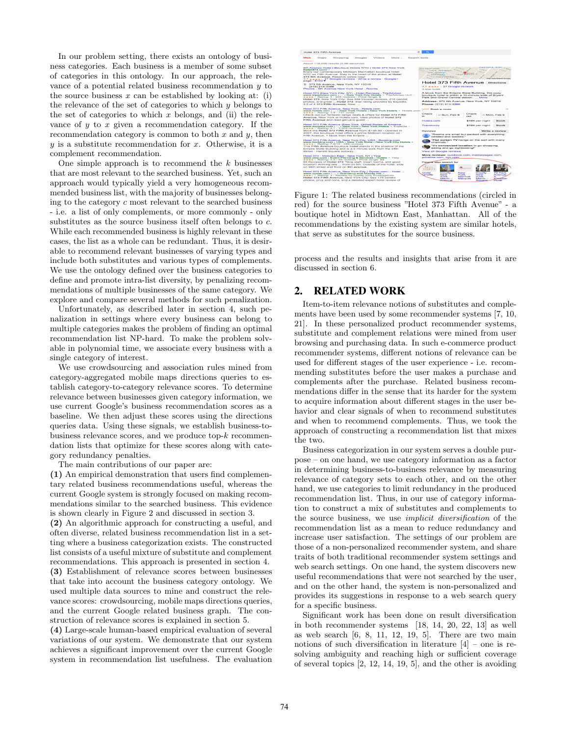In our problem setting, there exists an ontology of business categories. Each business is a member of some subset of categories in this ontology. In our approach, the relevance of a potential related business recommendation $y$ to the source business $x$ can be established by looking at: (i) the relevance of the set of categories to which $y$ belongs to the set of categories to which $x$ belongs, and (ii) the relevance of $y$ to $x$ given a recommendation category. If the recommendation category is common to both $x$ and $y$, then $y$ is a substitute recommendation for $x$. Otherwise, it is a complement recommendation.

One simple approach is to recommend the $k$ businesses that are most relevant to the searched business. Yet, such an approach would typically yield a very homogeneous recommended business list, with the majority of businesses belonging to the category $c$ most relevant to the searched business - i.e. a list of only complements, or more commonly - only substitutes as the source business itself often belongs to $c$. While each recommended business is highly relevant in these cases, the list as a whole can be redundant. Thus, it is desirable to recommend relevant businesses of varying types and include both substitutes and various types of complements. We use the ontology defined over the business categories to define and promote intra-list diversity, by penalizing recommendations of multiple businesses of the same category. We explore and compare several methods for such penalization.

Unfortunately, as described later in section 4, such penalization in settings where every business can belong to multiple categories makes the problem of finding an optimal recommendation list NP-hard. To make the problem solvable in polynomial time, we associate every business with a single category of interest.

We use crowdsourcing and association rules mined from category-aggregated mobile maps directions queries to establish category-to-category relevance scores. To determine relevance between businesses given category information, we use current Google's business recommendation scores as a baseline. We then adjust these scores using the directions queries data. Using these signals, we establish business-to-business relevance scores, and we produce top-$k$ recommendation lists that optimize for these scores along with category redundancy penalties.

The main contributions of our paper are:

**(1)** An empirical demonstration that users find complementary related business recommendations useful, whereas the current Google system is strongly focused on making recommendations similar to the searched business. This evidence is shown clearly in Figure 2 and discussed in section 3.

**(2)** An algorithmic approach for constructing a useful, and often diverse, related business recommendation list in a setting where a business categorization exists. The constructed list consists of a useful mixture of substitute and complement recommendations. This approach is presented in section 4.

**(3)** Establishment of relevance scores between businesses that take into account the business category ontology. We used multiple data sources to mine and construct the relevance scores: crowdsourcing, mobile maps directions queries, and the current Google related business graph. The construction of relevance scores is explained in section 5.

**(4)** Large-scale human-based empirical evaluation of several variations of our system. We demonstrate that our system achieves a significant improvement over the current Google system in recommendation list usefulness. The evaluation process and the results and insights that arise from it are discussed in section 6.

Figure 1: The related business recommendations (circled in red) for the source business "Hotel 373 Fifth Avenue" - a boutique hotel in Midtown East, Manhattan. All of the recommendations by the existing system are similar hotels, that serve as substitutes for the source business.

## 2. RELATED WORK

Item-to-item relevance notions of substitutes and complements have been used by some recommender systems [7, 10, 21]. In these personalized product recommender systems, substitute and complement relations were mined from user browsing and purchasing data. In such e-commerce product recommender systems, different notions of relevance can be used for different stages of the user experience - i.e. recommending substitutes before the user makes a purchase and complements after the purchase. Related business recommendations differ in the sense that its harder for the system to acquire information about different stages in the user behavior and clear signals of when to recommend substitutes and when to recommend complements. Thus, we took the approach of constructing a recommendation list that mixes the two.

Business categorization in our system serves a double purpose – on one hand, we use category information as a factor in determining business-to-business relevance by measuring relevance of category sets to each other, and on the other hand, we use categories to limit redundancy in the produced recommendation list. Thus, in our use of category information to construct a mix of substitutes and complements to the source business, we use *implicit diversification* of the recommendation list as a mean to reduce redundancy and increase user satisfaction. The settings of our problem are those of a non-personalized recommender system, and share traits of both traditional recommender system settings and web search settings. On one hand, the system discovers new useful recommendations that were not searched by the user, and on the other hand, the system is non-personalized and provides its suggestions in response to a web search query for a specific business.

Significant work has been done on result diversification in both recommender systems [18, 14, 20, 22, 13] as well as web search [6, 8, 11, 12, 19, 5]. There are two main notions of such diversification in literature [4] – one is resolving ambiguity and reaching high or sufficient coverage of several topics [2, 12, 14, 19, 5], and the other is avoiding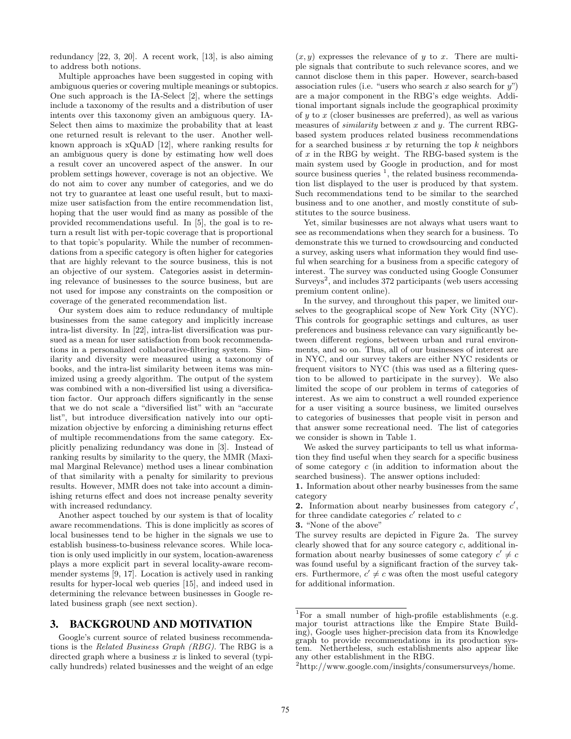redundancy [22, 3, 20]. A recent work, [13], is also aiming to address both notions.

Multiple approaches have been suggested in coping with ambiguous queries or covering multiple meanings or subtopics. One such approach is the IA-Select [2], where the settings include a taxonomy of the results and a distribution of user intents over this taxonomy given an ambiguous query. IA-Select then aims to maximize the probability that at least one returned result is relevant to the user. Another well-known approach is xQuAD [12], where ranking results for an ambiguous query is done by estimating how well does a result cover an uncovered aspect of the answer. In our problem settings however, coverage is not an objective. We do not aim to cover any number of categories, and we do not try to guarantee at least one useful result, but to maximize user satisfaction from the entire recommendation list, hoping that the user would find as many as possible of the provided recommendations useful. In [5], the goal is to return a result list with per-topic coverage that is proportional to that topic's popularity. While the number of recommendations from a specific category is often higher for categories that are highly relevant to the source business, this is not an objective of our system. Categories assist in determining relevance of businesses to the source business, but are not used for impose any constraints on the composition or coverage of the generated recommendation list.

Our system does aim to reduce redundancy of multiple businesses from the same category and implicitly increase intra-list diversity. In [22], intra-list diversification was pursued as a mean for user satisfaction from book recommendations in a personalized collaborative-filtering system. Similarity and diversity were measured using a taxonomy of books, and the intra-list similarity between items was minimized using a greedy algorithm. The output of the system was combined with a non-diversified list using a diversification factor. Our approach differs significantly in the sense that we do not scale a "diversified list" with an "accurate list", but introduce diversification natively into our optimization objective by enforcing a diminishing returns effect of multiple recommendations from the same category. Explicitly penalizing redundancy was done in [3]. Instead of ranking results by similarity to the query, the MMR (Maximal Marginal Relevance) method uses a linear combination of that similarity with a penalty for similarity to previous results. However, MMR does not take into account a diminishing returns effect and does not increase penalty severity with increased redundancy.

Another aspect touched by our system is that of locality aware recommendations. This is done implicitly as scores of local businesses tend to be higher in the signals we use to establish business-to-business relevance scores. While location is only used implicitly in our system, location-awareness plays a more explicit part in several locality-aware recommender systems [9, 17]. Location is actively used in ranking results for hyper-local web queries [15], and indeed used in determining the relevance between businesses in Google related business graph (see next section).

## 3. BACKGROUND AND MOTIVATION

Google's current source of related business recommendations is the *Related Business Graph (RBG)*. The RBG is a directed graph where a business $x$ is linked to several (typically hundreds) related businesses and the weight of an edge $(x, y)$ expresses the relevance of $y$ to $x$. There are multiple signals that contribute to such relevance scores, and we cannot disclose them in this paper. However, search-based association rules (i.e. "users who search $x$ also search for $y$") are a major component in the RBG's edge weights. Additional important signals include the geographical proximity of $y$ to $x$ (closer businesses are preferred), as well as various measures of *similarity* between $x$ and $y$. The current RBG-based system produces related business recommendations for a searched business $x$ by returning the top $k$ neighbors of $x$ in the RBG by weight. The RBG-based system is the main system used by Google in production, and for most source business queries [1], the related business recommendation list displayed to the user is produced by that system. Such recommendations tend to be similar to the searched business and to one another, and mostly constitute of substitutes to the source business.

Yet, similar businesses are not always what users want to see as recommendations when they search for a business. To demonstrate this we turned to crowdsourcing and conducted a survey, asking users what information they would find useful when searching for a business from a specific category of interest. The survey was conducted using Google Consumer Surveys[2], and includes 372 participants (web users accessing premium content online).

In the survey, and throughout this paper, we limited ourselves to the geographical scope of New York City (NYC). This controls for geographic settings and cultures, as user preferences and business relevance can vary significantly between different regions, between urban and rural environments, and so on. Thus, all of our businesses of interest are in NYC, and our survey takers are either NYC residents or frequent visitors to NYC (this was used as a filtering question to be allowed to participate in the survey). We also limited the scope of our problem in terms of categories of interest. As we aim to construct a well rounded experience for a user visiting a source business, we limited ourselves to categories of businesses that people visit in person and that answer some recreational need. The list of categories we consider is shown in Table 1.

We asked the survey participants to tell us what information they find useful when they search for a specific business of some category $c$ (in addition to information about the searched business). The answer options included:

**1.** Information about other nearby businesses from the same category

**2.** Information about nearby businesses from category $c'$, for three candidate categories $c'$ related to $c$

**3.** "None of the above"

The survey results are depicted in Figure 2a. The survey clearly showed that for any source category $c$, additional information about nearby businesses of some category $c' \neq c$ was found useful by a significant fraction of the survey takers. Furthermore, $c' \neq c$ was often the most useful category for additional information.

---

[1] For a small number of high-profile establishments (e.g. major tourist attractions like the Empire State Building), Google uses higher-precision data from its Knowledge graph to provide recommendations in its production system. Nethertheless, such establishments also appear like any other establishment in the RBG.

[2] http://www.google.com/insights/consumersurveys/home.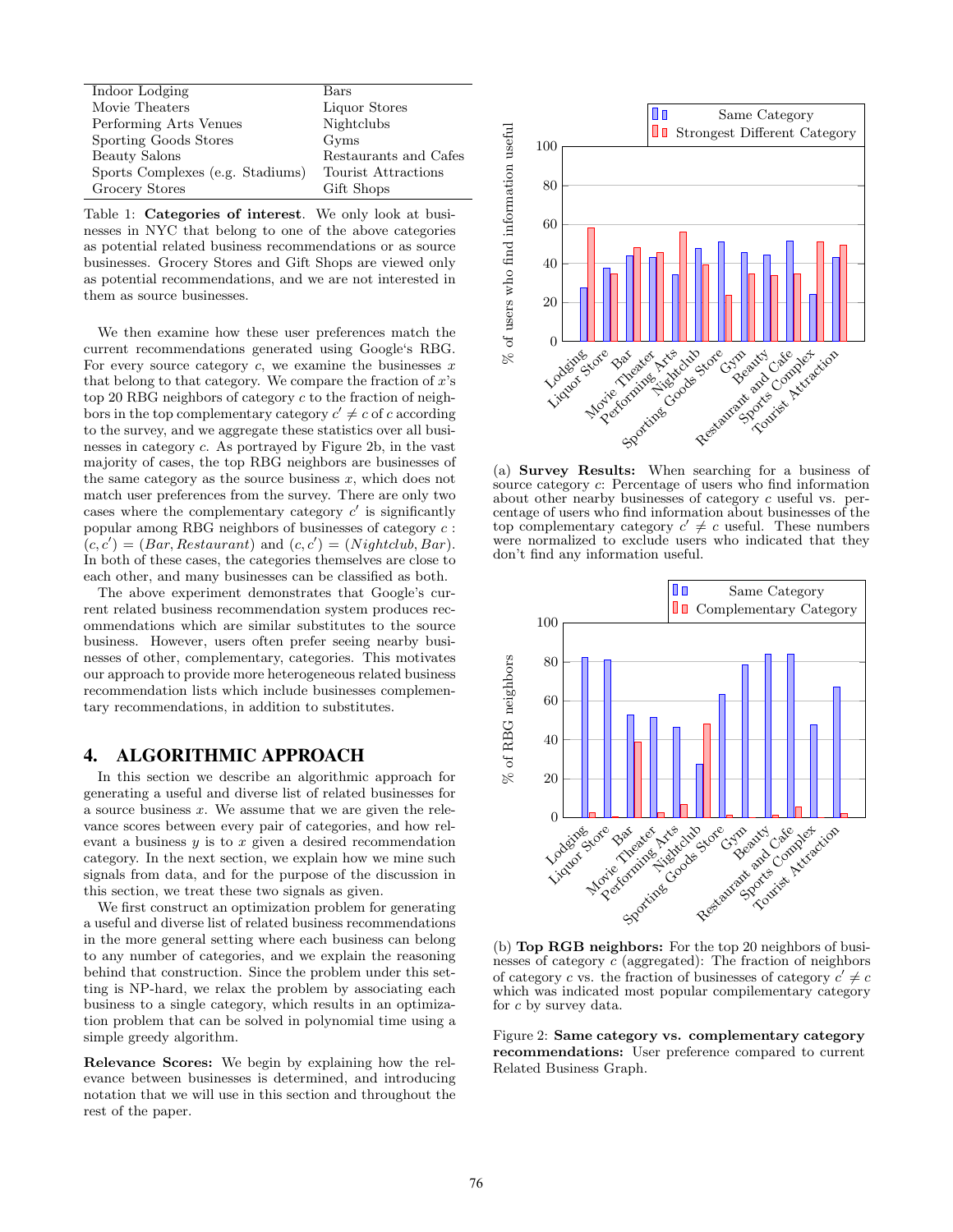| | |
|---|---|
| Indoor Lodging | Bars |
| Movie Theaters | Liquor Stores |
| Performing Arts Venues | Nightclubs |
| Sporting Goods Stores | Gyms |
| Beauty Salons | Restaurants and Cafes |
| Sports Complexes (e.g. Stadiums) | Tourist Attractions |
| Grocery Stores | Gift Shops |

Table 1: **Categories of interest**. We only look at businesses in NYC that belong to one of the above categories as potential related business recommendations or as source businesses. Grocery Stores and Gift Shops are viewed only as potential recommendations, and we are not interested in them as source businesses.

We then examine how these user preferences match the current recommendations generated using Google's RBG. For every source category $c$, we examine the businesses $x$ that belong to that category. We compare the fraction of $x$'s top 20 RBG neighbors of category $c$ to the fraction of neighbors in the top complementary category $c' \neq c$ of $c$ according to the survey, and we aggregate these statistics over all businesses in category $c$. As portrayed by Figure 2b, in the vast majority of cases, the top RBG neighbors are businesses of the same category as the source business $x$, which does not match user preferences from the survey. There are only two cases where the complementary category $c'$ is significantly popular among RBG neighbors of businesses of category $c$ : $(c, c') = (Bar, Restaurant)$ and $(c, c') = (Nightclub, Bar)$. In both of these cases, the categories themselves are close to each other, and many businesses can be classified as both.

The above experiment demonstrates that Google's current related business recommendation system produces recommendations which are similar substitutes to the source business. However, users often prefer seeing nearby businesses of other, complementary, categories. This motivates our approach to provide more heterogeneous related business recommendation lists which include businesses complementary recommendations, in addition to substitutes.

## 4. ALGORITHMIC APPROACH

In this section we describe an algorithmic approach for generating a useful and diverse list of related businesses for a source business $x$. We assume that we are given the relevance scores between every pair of categories, and how relevant a business $y$ is to $x$ given a desired recommendation category. In the next section, we explain how we mine such signals from data, and for the purpose of the discussion in this section, we treat these two signals as given.

We first construct an optimization problem for generating a useful and diverse list of related business recommendations in the more general setting where each business can belong to any number of categories, and we explain the reasoning behind that construction. Since the problem under this setting is NP-hard, we relax the problem by associating each business to a single category, which results in an optimization problem that can be solved in polynomial time using a simple greedy algorithm.

**Relevance Scores:** We begin by explaining how the relevance between businesses is determined, and introducing notation that we will use in this section and throughout the rest of the paper.

(a) **Survey Results:** When searching for a business of source category $c$: Percentage of users who find information about other nearby businesses of category $c$ useful vs. percentage of users who find information about businesses of the top complementary category $c' \neq c$ useful. These numbers were normalized to exclude users who indicated that they don't find any information useful.

(b) **Top RGB neighbors:** For the top 20 neighbors of businesses of category $c$ (aggregated): The fraction of neighbors of category $c$ vs. the fraction of businesses of category $c' \neq c$ which was indicated most popular compilementary category for $c$ by survey data.

Figure 2: **Same category vs. complementary category recommendations:** User preference compared to current Related Business Graph.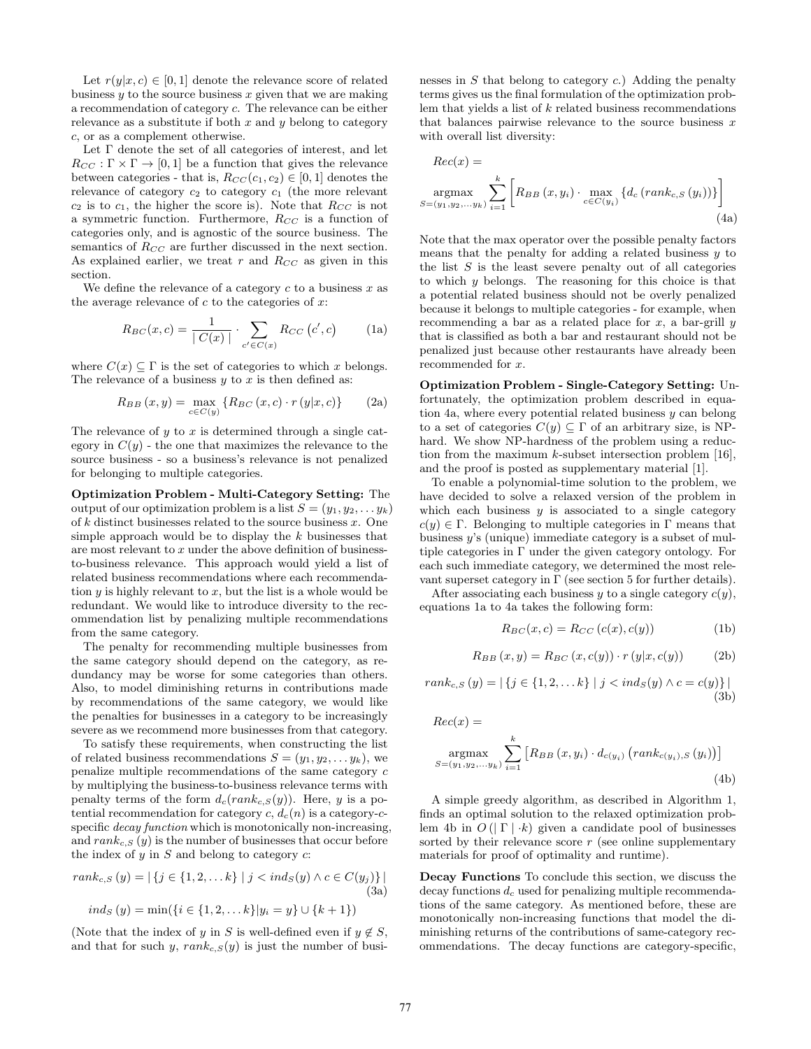Let $r(y|x,c) \in [0,1]$ denote the relevance score of related business $y$ to the source business $x$ given that we are making a recommendation of category $c$. The relevance can be either relevance as a substitute if both $x$ and $y$ belong to category $c$, or as a complement otherwise.

Let $\Gamma$ denote the set of all categories of interest, and let $R_{CC} : \Gamma \times \Gamma \to [0,1]$ be a function that gives the relevance between categories - that is, $R_{CC}(c_1, c_2) \in [0,1]$ denotes the relevance of category $c_2$ to category $c_1$ (the more relevant $c_2$ is to $c_1$, the higher the score is). Note that $R_{CC}$ is not a symmetric function. Furthermore, $R_{CC}$ is a function of categories only, and is agnostic of the source business. The semantics of $R_{CC}$ are further discussed in the next section. As explained earlier, we treat $r$ and $R_{CC}$ as given in this section.

We define the relevance of a category $c$ to a business $x$ as the average relevance of $c$ to the categories of $x$:

$$R_{BC}(x,c) = \frac{1}{|\, C(x) \,|} \cdot \sum_{c' \in C(x)} R_{CC}\left(c', c\right) \tag{1a}$$

where $C(x) \subseteq \Gamma$ is the set of categories to which $x$ belongs. The relevance of a business $y$ to $x$ is then defined as:

$$R_{BB}\left(x,y\right) = \max_{c \in C(y)} \left\{ R_{BC}\left(x,c\right) \cdot r\left(y|x,c\right) \right\} \tag{2a}$$

The relevance of $y$ to $x$ is determined through a single category in $C(y)$ - the one that maximizes the relevance to the source business - so a business's relevance is not penalized for belonging to multiple categories.

**Optimization Problem - Multi-Category Setting:** The output of our optimization problem is a list $S = (y_1, y_2, \ldots y_k)$ of $k$ distinct businesses related to the source business $x$. One simple approach would be to display the $k$ businesses that are most relevant to $x$ under the above definition of business-to-business relevance. This approach would yield a list of related business recommendations where each recommendation $y$ is highly relevant to $x$, but the list is a whole would be redundant. We would like to introduce diversity to the recommendation list by penalizing multiple recommendations from the same category.

The penalty for recommending multiple businesses from the same category should depend on the category, as redundancy may be worse for some categories than others. Also, to model diminishing returns in contributions made by recommendations of the same category, we would like the penalties for businesses in a category to be increasingly severe as we recommend more businesses from that category.

To satisfy these requirements, when constructing the list of related business recommendations $S = (y_1, y_2, \ldots y_k)$, we penalize multiple recommendations of the same category $c$ by multiplying the business-to-business relevance terms with penalty terms of the form $d_c(rank_{c,S}(y))$. Here, $y$ is a potential recommendation for category $c$, $d_c(n)$ is a category-$c$-specific *decay function* which is monotonically non-increasing, and $rank_{c,S}\left(y\right)$ is the number of businesses that occur before the index of $y$ in $S$ and belong to category $c$:

$$rank_{c,S}\left(y\right) = |\, \{ j \in \{1,2,\ldots k\} \mid j < ind_S(y) \wedge c \in C(y_j) \} \,| \tag{3a}$$

$$ind_S\left(y\right) = \min(\{ i \in \{1,2,\ldots k\} | y_i = y \} \cup \{k+1\})$$

(Note that the index of $y$ in $S$ is well-defined even if $y \notin S$, and that for such $y$, $rank_{c,S}(y)$ is just the number of businesses in $S$ that belong to category $c$.) Adding the penalty terms gives us the final formulation of the optimization problem that yields a list of $k$ related business recommendations that balances pairwise relevance to the source business $x$ with overall list diversity:

$$Rec(x) = \underset{S=(y_1,y_2,\ldots y_k)}{\operatorname{argmax}} \sum_{i=1}^{k} \left[ R_{BB}\left(x, y_i\right) \cdot \max_{c \in C(y_i)} \left\{ d_c\left(rank_{c,S}\left(y_i\right)\right) \right\} \right] \tag{4a}$$

Note that the max operator over the possible penalty factors means that the penalty for adding a related business $y$ to the list $S$ is the least severe penalty out of all categories to which $y$ belongs. The reasoning for this choice is that a potential related business should not be overly penalized because it belongs to multiple categories - for example, when recommending a bar as a related place for $x$, a bar-grill $y$ that is classified as both a bar and restaurant should not be penalized just because other restaurants have already been recommended for $x$.

**Optimization Problem - Single-Category Setting:** Unfortunately, the optimization problem described in equation 4a, where every potential related business $y$ can belong to a set of categories $C(y) \subseteq \Gamma$ of an arbitrary size, is NP-hard. We show NP-hardness of the problem using a reduction from the maximum $k$-subset intersection problem [16], and the proof is posted as supplementary material [1].

To enable a polynomial-time solution to the problem, we have decided to solve a relaxed version of the problem in which each business $y$ is associated to a single category $c(y) \in \Gamma$. Belonging to multiple categories in $\Gamma$ means that business $y$'s (unique) immediate category is a subset of multiple categories in $\Gamma$ under the given category ontology. For each such immediate category, we determined the most relevant superset category in $\Gamma$ (see section 5 for further details).

After associating each business $y$ to a single category $c(y)$, equations 1a to 4a takes the following form:

$$R_{BC}(x,c) = R_{CC}\left(c(x), c(y)\right) \tag{1b}$$

$$R_{BB}\left(x,y\right) = R_{BC}\left(x, c(y)\right) \cdot r\left(y|x, c(y)\right) \tag{2b}$$

$$rank_{c,S}\left(y\right) = |\, \{ j \in \{1,2,\ldots k\} \mid j < ind_S(y) \wedge c = c(y) \} \,| \tag{3b}$$

$$Rec(x) = \underset{S=(y_1,y_2,\ldots y_k)}{\operatorname{argmax}} \sum_{i=1}^{k} \left[ R_{BB}\left(x, y_i\right) \cdot d_{c(y_i)}\left(rank_{c(y_i),S}\left(y_i\right)\right) \right] \tag{4b}$$

A simple greedy algorithm, as described in Algorithm 1, finds an optimal solution to the relaxed optimization problem 4b in $O\left(\mid \Gamma \mid \cdot k\right)$ given a candidate pool of businesses sorted by their relevance score $r$ (see online supplementary materials for proof of optimality and runtime).

**Decay Functions** To conclude this section, we discuss the decay functions $d_c$ used for penalizing multiple recommendations of the same category. As mentioned before, these are monotonically non-increasing functions that model the diminishing returns of the contributions of same-category recommendations. The decay functions are category-specific,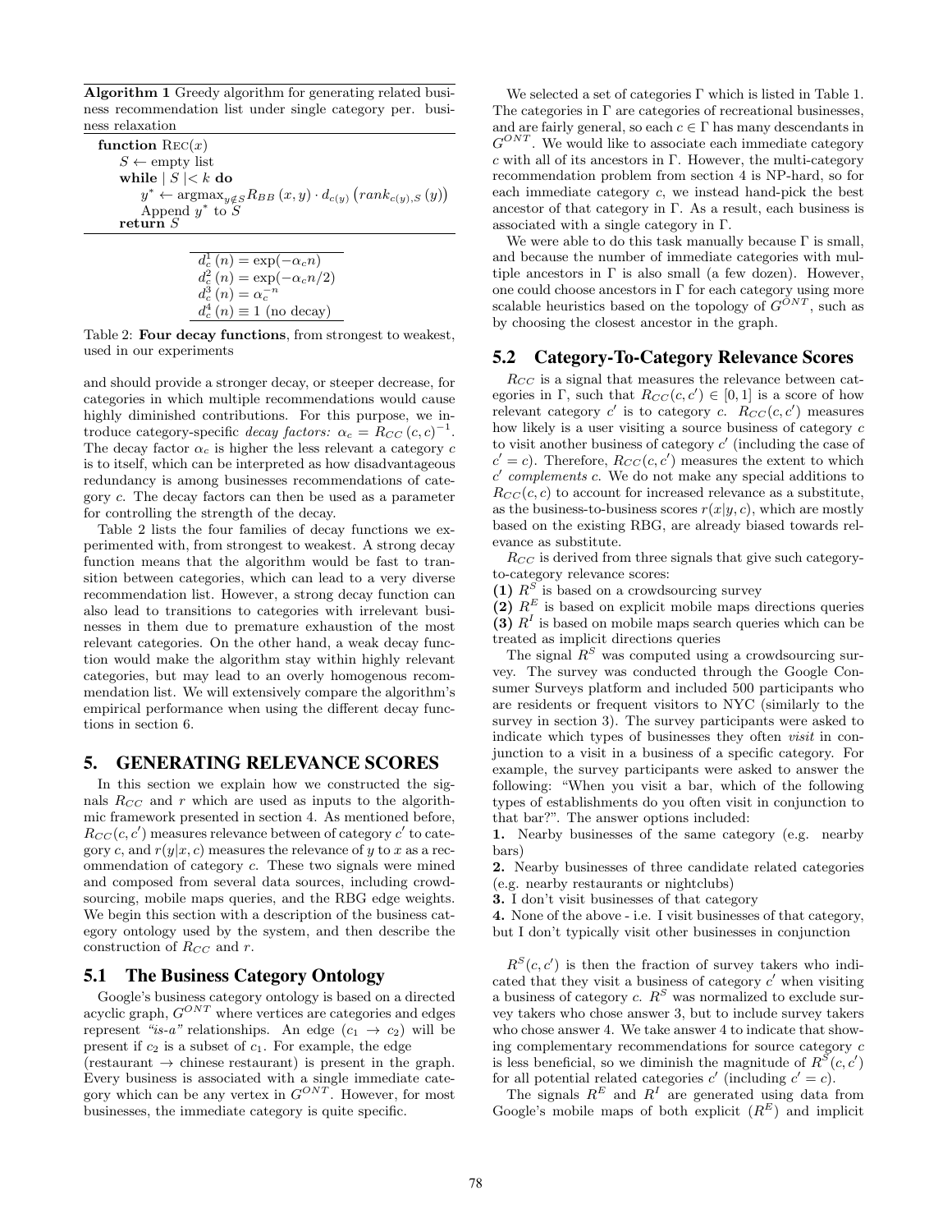**Algorithm 1** Greedy algorithm for generating related business recommendation list under single category per. business relaxation

```
function Rec(x)
    S ← empty list
    while | S |< k do
        y* ← argmax_{y∉S} R_BB(x, y) · d_{c(y)}(rank_{c(y),S}(y))
        Append y* to S
    return S
```

| |
|---|
| $d_c^1(n) = \exp(-\alpha_c n)$ |
| $d_c^2(n) = \exp(-\alpha_c n/2)$ |
| $d_c^3(n) = \alpha_c^{-n}$ |
| $d_c^4(n) \equiv 1$ (no decay) |

Table 2: **Four decay functions**, from strongest to weakest, used in our experiments

and should provide a stronger decay, or steeper decrease, for categories in which multiple recommendations would cause highly diminished contributions. For this purpose, we introduce category-specific *decay factors:* $\alpha_c = R_{CC}(c, c)^{-1}$. The decay factor $\alpha_c$ is higher the less relevant a category $c$ is to itself, which can be interpreted as how disadvantageous redundancy is among businesses recommendations of category $c$. The decay factors can then be used as a parameter for controlling the strength of the decay.

Table 2 lists the four families of decay functions we experimented with, from strongest to weakest. A strong decay function means that the algorithm would be fast to transition between categories, which can lead to a very diverse recommendation list. However, a strong decay function can also lead to transitions to categories with irrelevant businesses in them due to premature exhaustion of the most relevant categories. On the other hand, a weak decay function would make the algorithm stay within highly relevant categories, but may lead to an overly homogenous recommendation list. We will extensively compare the algorithm's empirical performance when using the different decay functions in section 6.

## 5. GENERATING RELEVANCE SCORES

In this section we explain how we constructed the signals $R_{CC}$ and $r$ which are used as inputs to the algorithmic framework presented in section 4. As mentioned before, $R_{CC}(c, c')$ measures relevance between of category $c'$ to category $c$, and $r(y|x, c)$ measures the relevance of $y$ to $x$ as a recommendation of category $c$. These two signals were mined and composed from several data sources, including crowdsourcing, mobile maps queries, and the RBG edge weights. We begin this section with a description of the business category ontology used by the system, and then describe the construction of $R_{CC}$ and $r$.

### 5.1 The Business Category Ontology

Google's business category ontology is based on a directed acyclic graph, $G^{ONT}$ where vertices are categories and edges represent *"is-a"* relationships. An edge $(c_1 \rightarrow c_2)$ will be present if $c_2$ is a subset of $c_1$. For example, the edge (restaurant → chinese restaurant) is present in the graph. Every business is associated with a single immediate category which can be any vertex in $G^{ONT}$. However, for most businesses, the immediate category is quite specific.

We selected a set of categories $\Gamma$ which is listed in Table 1. The categories in $\Gamma$ are categories of recreational businesses, and are fairly general, so each $c \in \Gamma$ has many descendants in $G^{ONT}$. We would like to associate each immediate category $c$ with all of its ancestors in $\Gamma$. However, the multi-category recommendation problem from section 4 is NP-hard, so for each immediate category $c$, we instead hand-pick the best ancestor of that category in $\Gamma$. As a result, each business is associated with a single category in $\Gamma$.

We were able to do this task manually because $\Gamma$ is small, and because the number of immediate categories with multiple ancestors in $\Gamma$ is also small (a few dozen). However, one could choose ancestors in $\Gamma$ for each category using more scalable heuristics based on the topology of $G^{ONT}$, such as by choosing the closest ancestor in the graph.

### 5.2 Category-To-Category Relevance Scores

$R_{CC}$ is a signal that measures the relevance between categories in $\Gamma$, such that $R_{CC}(c, c') \in [0, 1]$ is a score of how relevant category $c'$ is to category $c$. $R_{CC}(c, c')$ measures how likely is a user visiting a source business of category $c$ to visit another business of category $c'$ (including the case of $c' = c$). Therefore, $R_{CC}(c, c')$ measures the extent to which $c'$ *complements* $c$. We do not make any special additions to $R_{CC}(c, c)$ to account for increased relevance as a substitute, as the business-to-business scores $r(x|y, c)$, which are mostly based on the existing RBG, are already biased towards relevance as substitute.

$R_{CC}$ is derived from three signals that give such category-to-category relevance scores:

**(1)** $R^S$ is based on a crowdsourcing survey
**(2)** $R^E$ is based on explicit mobile maps directions queries
**(3)** $R^I$ is based on mobile maps search queries which can be treated as implicit directions queries

The signal $R^S$ was computed using a crowdsourcing survey. The survey was conducted through the Google Consumer Surveys platform and included 500 participants who are residents or frequent visitors to NYC (similarly to the survey in section 3). The survey participants were asked to indicate which types of businesses they often *visit* in conjunction to a visit in a business of a specific category. For example, the survey participants were asked to answer the following: "When you visit a bar, which of the following types of establishments do you often visit in conjunction to that bar?". The answer options included:

**1.** Nearby businesses of the same category (e.g. nearby bars)
**2.** Nearby businesses of three candidate related categories (e.g. nearby restaurants or nightclubs)
**3.** I don't visit businesses of that category
**4.** None of the above - i.e. I visit businesses of that category, but I don't typically visit other businesses in conjunction

$R^S(c, c')$ is then the fraction of survey takers who indicated that they visit a business of category $c'$ when visiting a business of category $c$. $R^S$ was normalized to exclude survey takers who chose answer 3, but to include survey takers who chose answer 4. We take answer 4 to indicate that showing complementary recommendations for source category $c$ is less beneficial, so we diminish the magnitude of $R^S(c, c')$ for all potential related categories $c'$ (including $c' = c$).

The signals $R^E$ and $R^I$ are generated using data from Google's mobile maps of both explicit ($R^E$) and implicit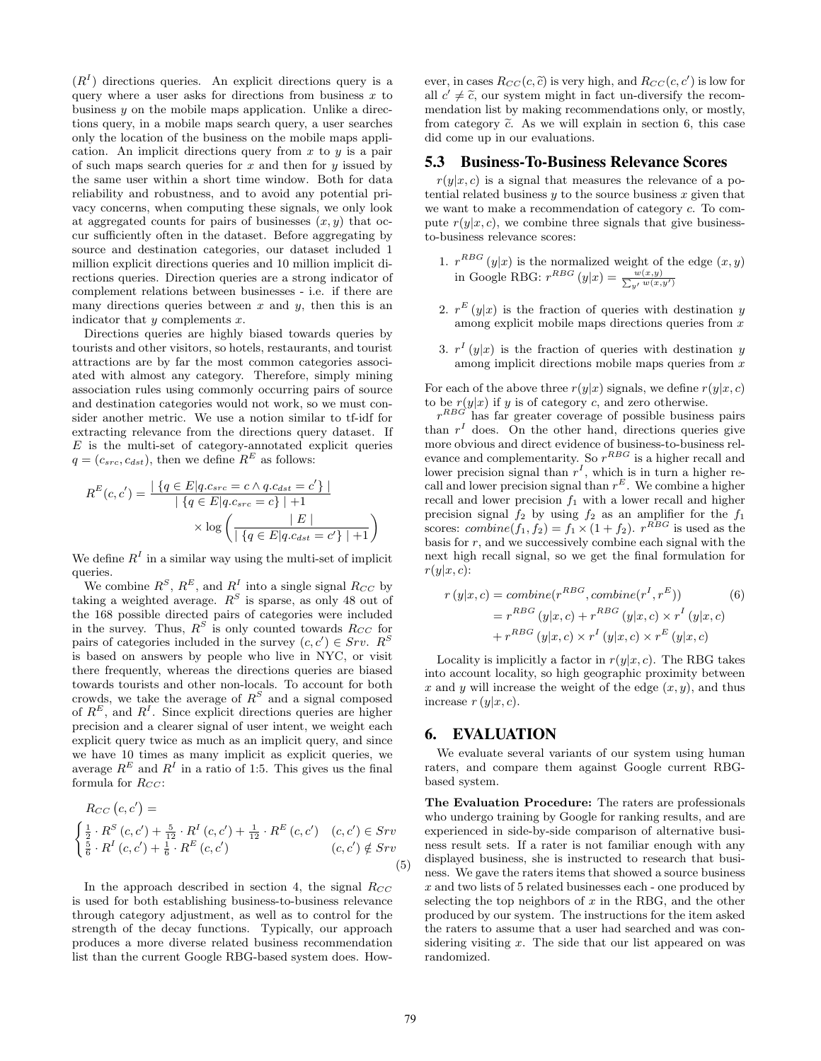($R^I$) directions queries. An explicit directions query is a query where a user asks for directions from business $x$ to business $y$ on the mobile maps application. Unlike a directions query, in a mobile maps search query, a user searches only the location of the business on the mobile maps application. An implicit directions query from $x$ to $y$ is a pair of such maps search queries for $x$ and then for $y$ issued by the same user within a short time window. Both for data reliability and robustness, and to avoid any potential privacy concerns, when computing these signals, we only look at aggregated counts for pairs of businesses $(x, y)$ that occur sufficiently often in the dataset. Before aggregating by source and destination categories, our dataset included 1 million explicit directions queries and 10 million implicit directions queries. Direction queries are a strong indicator of complement relations between businesses - i.e. if there are many directions queries between $x$ and $y$, then this is an indicator that $y$ complements $x$.

Directions queries are highly biased towards queries by tourists and other visitors, so hotels, restaurants, and tourist attractions are by far the most common categories associated with almost any category. Therefore, simply mining association rules using commonly occurring pairs of source and destination categories would not work, so we must consider another metric. We use a notion similar to tf-idf for extracting relevance from the directions query dataset. If $E$ is the multi-set of category-annotated explicit queries $q = (c_{src}, c_{dst})$, then we define $R^E$ as follows:

$$R^E(c, c') = \frac{|\{q \in E | q.c_{src} = c \wedge q.c_{dst} = c'\}|}{|\{q \in E | q.c_{src} = c\}| + 1} \times \log\left(\frac{|E|}{|\{q \in E | q.c_{dst} = c'\}| + 1}\right)$$

We define $R^I$ in a similar way using the multi-set of implicit queries.

We combine $R^S$, $R^E$, and $R^I$ into a single signal $R_{CC}$ by taking a weighted average. $R^S$ is sparse, as only 48 out of the 168 possible directed pairs of categories were included in the survey. Thus, $R^S$ is only counted towards $R_{CC}$ for pairs of categories included in the survey $(c, c') \in Srv$. $R^S$ is based on answers by people who live in NYC, or visit there frequently, whereas the directions queries are biased towards tourists and other non-locals. To account for both crowds, we take the average of $R^S$ and a signal composed of $R^E$, and $R^I$. Since explicit directions queries are higher precision and a clearer signal of user intent, we weight each explicit query twice as much as an implicit query, and since we have 10 times as many implicit as explicit queries, we average $R^E$ and $R^I$ in a ratio of 1:5. This gives us the final formula for $R_{CC}$:

$$R_{CC}(c, c') = \begin{cases} \frac{1}{2} \cdot R^S(c, c') + \frac{5}{12} \cdot R^I(c, c') + \frac{1}{12} \cdot R^E(c, c') & (c, c') \in Srv \\ \frac{5}{6} \cdot R^I(c, c') + \frac{1}{6} \cdot R^E(c, c') & (c, c') \notin Srv \end{cases} \tag{5}$$

In the approach described in section 4, the signal $R_{CC}$ is used for both establishing business-to-business relevance through category adjustment, as well as to control for the strength of the decay functions. Typically, our approach produces a more diverse related business recommendation list than the current Google RBG-based system does. However, in cases $R_{CC}(c, \widetilde{c})$ is very high, and $R_{CC}(c, c')$ is low for all $c' \neq \widetilde{c}$, our system might in fact un-diversify the recommendation list by making recommendations only, or mostly, from category $\widetilde{c}$. As we will explain in section 6, this case did come up in our evaluations.

## 5.3 Business-To-Business Relevance Scores

$r(y|x, c)$ is a signal that measures the relevance of a potential related business $y$ to the source business $x$ given that we want to make a recommendation of category $c$. To compute $r(y|x, c)$, we combine three signals that give business-to-business relevance scores:

1. $r^{RBG}(y|x)$ is the normalized weight of the edge $(x, y)$ in Google RBG: $r^{RBG}(y|x) = \frac{w(x,y)}{\sum_{y'} w(x,y')}$
2. $r^E(y|x)$ is the fraction of queries with destination $y$ among explicit mobile maps directions queries from $x$
3. $r^I(y|x)$ is the fraction of queries with destination $y$ among implicit directions mobile maps queries from $x$

For each of the above three $r(y|x)$ signals, we define $r(y|x, c)$ to be $r(y|x)$ if $y$ is of category $c$, and zero otherwise.

$r^{RBG}$ has far greater coverage of possible business pairs than $r^I$ does. On the other hand, directions queries give more obvious and direct evidence of business-to-business relevance and complementarity. So $r^{RBG}$ is a higher recall and lower precision signal than $r^I$, which is in turn a higher recall and lower precision signal than $r^E$. We combine a higher recall and lower precision $f_1$ with a lower recall and higher precision signal $f_2$ by using $f_2$ as an amplifier for the $f_1$ scores: $combine(f_1, f_2) = f_1 \times (1 + f_2)$. $r^{RBG}$ is used as the basis for $r$, and we successively combine each signal with the next high recall signal, so we get the final formulation for $r(y|x, c)$:

$$\begin{aligned} r(y|x, c) &= combine(r^{RBG}, combine(r^I, r^E)) \\ &= r^{RBG}(y|x, c) + r^{RBG}(y|x, c) \times r^I(y|x, c) \\ &\quad + r^{RBG}(y|x, c) \times r^I(y|x, c) \times r^E(y|x, c) \end{aligned} \tag{6}$$

Locality is implicitly a factor in $r(y|x, c)$. The RBG takes into account locality, so high geographic proximity between $x$ and $y$ will increase the weight of the edge $(x, y)$, and thus increase $r(y|x, c)$.

# 6. EVALUATION

We evaluate several variants of our system using human raters, and compare them against Google current RBG-based system.

**The Evaluation Procedure:** The raters are professionals who undergo training by Google for ranking results, and are experienced in side-by-side comparison of alternative business result sets. If a rater is not familiar enough with any displayed business, she is instructed to research that business. We gave the raters items that showed a source business $x$ and two lists of 5 related businesses each - one produced by selecting the top neighbors of $x$ in the RBG, and the other produced by our system. The instructions for the item asked the raters to assume that a user had searched and was considering visiting $x$. The side that our list appeared on was randomized.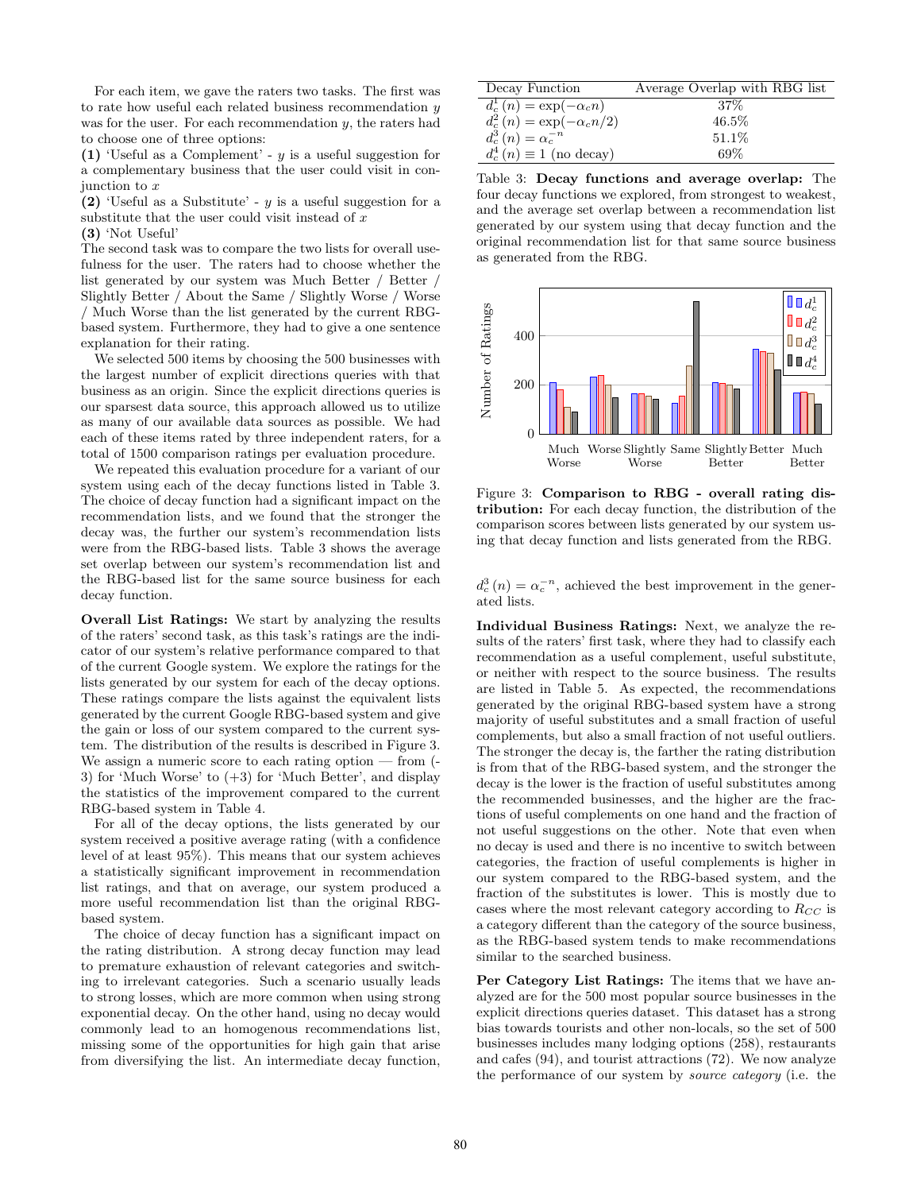For each item, we gave the raters two tasks. The first was to rate how useful each related business recommendation $y$ was for the user. For each recommendation $y$, the raters had to choose one of three options:

**(1)** 'Useful as a Complement' - $y$ is a useful suggestion for a complementary business that the user could visit in conjunction to $x$

**(2)** 'Useful as a Substitute' - $y$ is a useful suggestion for a substitute that the user could visit instead of $x$

**(3)** 'Not Useful'

The second task was to compare the two lists for overall usefulness for the user. The raters had to choose whether the list generated by our system was Much Better / Better / Slightly Better / About the Same / Slightly Worse / Worse / Much Worse than the list generated by the current RBG-based system. Furthermore, they had to give a one sentence explanation for their rating.

We selected 500 items by choosing the 500 businesses with the largest number of explicit directions queries with that business as an origin. Since the explicit directions queries is our sparsest data source, this approach allowed us to utilize as many of our available data sources as possible. We had each of these items rated by three independent raters, for a total of 1500 comparison ratings per evaluation procedure.

We repeated this evaluation procedure for a variant of our system using each of the decay functions listed in Table 3. The choice of decay function had a significant impact on the recommendation lists, and we found that the stronger the decay was, the further our system's recommendation lists were from the RBG-based lists. Table 3 shows the average set overlap between our system's recommendation list and the RBG-based list for the same source business for each decay function.

| Decay Function | Average Overlap with RBG list |
|---|---|
| $d_c^1(n) = \exp(-\alpha_c n)$ | 37% |
| $d_c^2(n) = \exp(-\alpha_c n/2)$ | 46.5% |
| $d_c^3(n) = \alpha_c^{-n}$ | 51.1% |
| $d_c^4(n) \equiv 1$ (no decay) | 69% |

Table 3: **Decay functions and average overlap:** The four decay functions we explored, from strongest to weakest, and the average set overlap between a recommendation list generated by our system using that decay function and the original recommendation list for that same source business as generated from the RBG.

Figure 3: **Comparison to RBG - overall rating distribution:** For each decay function, the distribution of the comparison scores between lists generated by our system using that decay function and lists generated from the RBG.

**Overall List Ratings:** We start by analyzing the results of the raters' second task, as this task's ratings are the indicator of our system's relative performance compared to that of the current Google system. We explore the ratings for the lists generated by our system for each of the decay options. These ratings compare the lists against the equivalent lists generated by the current Google RBG-based system and give the gain or loss of our system compared to the current system. The distribution of the results is described in Figure 3. We assign a numeric score to each rating option — from (-3) for 'Much Worse' to (+3) for 'Much Better', and display the statistics of the improvement compared to the current RBG-based system in Table 4.

For all of the decay options, the lists generated by our system received a positive average rating (with a confidence level of at least 95%). This means that our system achieves a statistically significant improvement in recommendation list ratings, and that on average, our system produced a more useful recommendation list than the original RBG-based system.

The choice of decay function has a significant impact on the rating distribution. A strong decay function may lead to premature exhaustion of relevant categories and switching to irrelevant categories. Such a scenario usually leads to strong losses, which are more common when using strong exponential decay. On the other hand, using no decay would commonly lead to an homogenous recommendations list, missing some of the opportunities for high gain that arise from diversifying the list. An intermediate decay function, $d_c^3(n) = \alpha_c^{-n}$, achieved the best improvement in the generated lists.

**Individual Business Ratings:** Next, we analyze the results of the raters' first task, where they had to classify each recommendation as a useful complement, useful substitute, or neither with respect to the source business. The results are listed in Table 5. As expected, the recommendations generated by the original RBG-based system have a strong majority of useful substitutes and a small fraction of useful complements, but also a small fraction of not useful outliers. The stronger the decay is, the farther the rating distribution is from that of the RBG-based system, and the stronger the decay is the lower is the fraction of useful substitutes among the recommended businesses, and the higher are the fractions of useful complements on one hand and the fraction of not useful suggestions on the other. Note that even when no decay is used and there is no incentive to switch between categories, the fraction of useful complements is higher in our system compared to the RBG-based system, and the fraction of the substitutes is lower. This is mostly due to cases where the most relevant category according to $R_{CC}$ is a category different than the category of the source business, as the RBG-based system tends to make recommendations similar to the searched business.

**Per Category List Ratings:** The items that we have analyzed are for the 500 most popular source businesses in the explicit directions queries dataset. This dataset has a strong bias towards tourists and other non-locals, so the set of 500 businesses includes many lodging options (258), restaurants and cafes (94), and tourist attractions (72). We now analyze the performance of our system by *source category* (i.e. the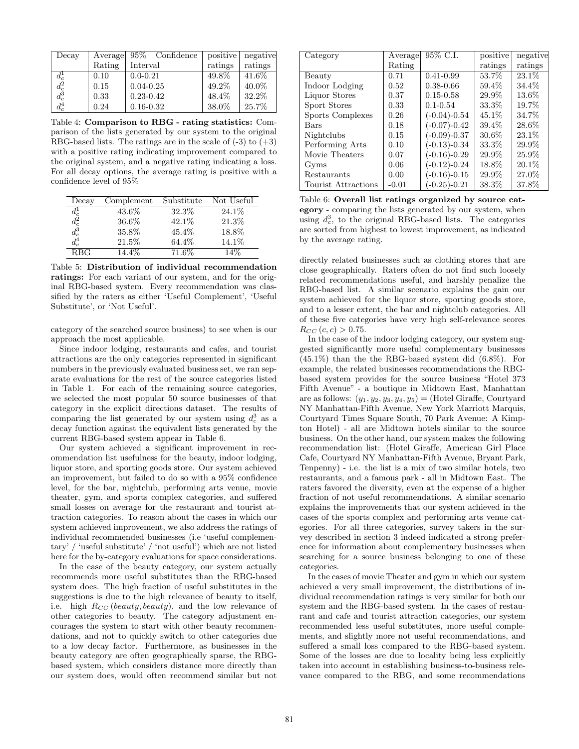| Decay | Average Rating | 95% Confidence Interval | positive ratings | negative ratings |
|---|---|---|---|---|
| $d_c^1$ | 0.10 | 0.0-0.21 | 49.8% | 41.6% |
| $d_c^2$ | 0.15 | 0.04-0.25 | 49.2% | 40.0% |
| $d_c^3$ | 0.33 | 0.23-0.42 | 48.4% | 32.2% |
| $d_c^4$ | 0.24 | 0.16-0.32 | 38.0% | 25.7% |

Table 4: **Comparison to RBG - rating statistics:** Comparison of the lists generated by our system to the original RBG-based lists. The ratings are in the scale of (-3) to (+3) with a positive rating indicating improvement compared to the original system, and a negative rating indicating a loss. For all decay options, the average rating is positive with a confidence level of 95%

| Decay | Complement | Substitute | Not Useful |
|---|---|---|---|
| $d_c^1$ | 43.6% | 32.3% | 24.1% |
| $d_c^2$ | 36.6% | 42.1% | 21.3% |
| $d_c^3$ | 35.8% | 45.4% | 18.8% |
| $d_c^4$ | 21.5% | 64.4% | 14.1% |
| RBG | 14.4% | 71.6% | 14% |

Table 5: **Distribution of individual recommendation ratings:** For each variant of our system, and for the original RBG-based system. Every recommendation was classified by the raters as either 'Useful Complement', 'Useful Substitute', or 'Not Useful'.

category of the searched source business) to see when is our approach the most applicable.

Since indoor lodging, restaurants and cafes, and tourist attractions are the only categories represented in significant numbers in the previously evaluated business set, we ran separate evaluations for the rest of the source categories listed in Table 1. For each of the remaining source categories, we selected the most popular 50 source businesses of that category in the explicit directions dataset. The results of comparing the list generated by our system using $d_c^3$ as a decay function against the equivalent lists generated by the current RBG-based system appear in Table 6.

Our system achieved a significant improvement in recommendation list usefulness for the beauty, indoor lodging, liquor store, and sporting goods store. Our system achieved an improvement, but failed to do so with a 95% confidence level, for the bar, nightclub, performing arts venue, movie theater, gym, and sports complex categories, and suffered small losses on average for the restaurant and tourist attraction categories. To reason about the cases in which our system achieved improvement, we also address the ratings of individual recommended businesses (i.e 'useful complementary' / 'useful substitute' / 'not useful') which are not listed here for the by-category evaluations for space considerations.

In the case of the beauty category, our system actually recommends more useful substitutes than the RBG-based system does. The high fraction of useful substitutes in the suggestions is due to the high relevance of beauty to itself, i.e. high $R_{CC}(beauty, beauty)$, and the low relevance of other categories to beauty. The category adjustment encourages the system to start with other beauty recommendations, and not to quickly switch to other categories due to a low decay factor. Furthermore, as businesses in the beauty category are often geographically sparse, the RBG-based system, which considers distance more directly than our system does, would often recommend similar but not

| Category | Average Rating | 95% C.I. | positive ratings | negative ratings |
|---|---|---|---|---|
| Beauty | 0.71 | 0.41-0.99 | 53.7% | 23.1% |
| Indoor Lodging | 0.52 | 0.38-0.66 | 59.4% | 34.4% |
| Liquor Stores | 0.37 | 0.15-0.58 | 29.9% | 13.6% |
| Sport Stores | 0.33 | 0.1-0.54 | 33.3% | 19.7% |
| Sports Complexes | 0.26 | (-0.04)-0.54 | 45.1% | 34.7% |
| Bars | 0.18 | (-0.07)-0.42 | 39.4% | 28.6% |
| Nightclubs | 0.15 | (-0.09)-0.37 | 30.6% | 23.1% |
| Performing Arts | 0.10 | (-0.13)-0.34 | 33.3% | 29.9% |
| Movie Theaters | 0.07 | (-0.16)-0.29 | 29.9% | 25.9% |
| Gyms | 0.06 | (-0.12)-0.24 | 18.8% | 20.1% |
| Restaurants | 0.00 | (-0.16)-0.15 | 29.9% | 27.0% |
| Tourist Attractions | -0.01 | (-0.25)-0.21 | 38.3% | 37.8% |

Table 6: **Overall list ratings organized by source category** - comparing the lists generated by our system, when using $d_c^3$, to the original RBG-based lists. The categories are sorted from highest to lowest improvement, as indicated by the average rating.

directly related businesses such as clothing stores that are close geographically. Raters often do not find such loosely related recommendations useful, and harshly penalize the RBG-based list. A similar scenario explains the gain our system achieved for the liquor store, sporting goods store, and to a lesser extent, the bar and nightclub categories. All of these five categories have very high self-relevance scores $R_{CC}(c, c) > 0.75$.

In the case of the indoor lodging category, our system suggested significantly more useful complementary businesses (45.1%) than the the RBG-based system did (6.8%). For example, the related businesses recommendations the RBG-based system provides for the source business "Hotel 373 Fifth Avenue" - a boutique in Midtown East, Manhattan are as follows: $(y_1, y_2, y_3, y_4, y_5)$ = (Hotel Giraffe, Courtyard NY Manhattan-Fifth Avenue, New York Marriott Marquis, Courtyard Times Square South, 70 Park Avenue: A Kimpton Hotel) - all are Midtown hotels similar to the source business. On the other hand, our system makes the following recommendation list: (Hotel Giraffe, American Girl Place Cafe, Courtyard NY Manhattan-Fifth Avenue, Bryant Park, Tenpenny) - i.e. the list is a mix of two similar hotels, two restaurants, and a famous park - all in Midtown East. The raters favored the diversity, even at the expense of a higher fraction of not useful recommendations. A similar scenario explains the improvements that our system achieved in the cases of the sports complex and performing arts venue categories. For all three categories, survey takers in the survey described in section 3 indeed indicated a strong preference for information about complementary businesses when searching for a source business belonging to one of these categories.

In the cases of movie Theater and gym in which our system achieved a very small improvement, the distributions of individual recommendation ratings is very similar for both our system and the RBG-based system. In the cases of restaurant and cafe and tourist attraction categories, our system recommended less useful substitutes, more useful complements, and slightly more not useful recommendations, and suffered a small loss compared to the RBG-based system. Some of the losses are due to locality being less explicitly taken into account in establishing business-to-business relevance compared to the RBG, and some recommendations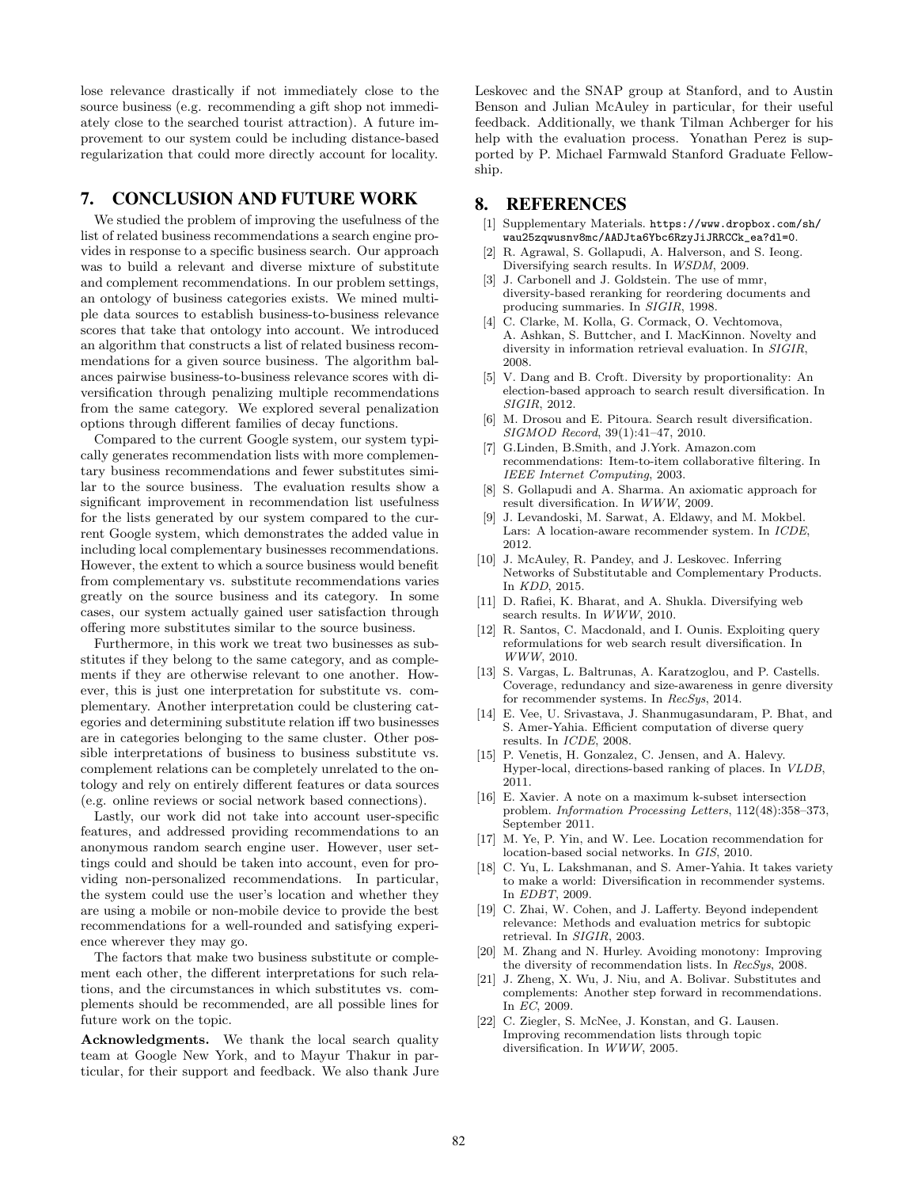lose relevance drastically if not immediately close to the source business (e.g. recommending a gift shop not immediately close to the searched tourist attraction). A future improvement to our system could be including distance-based regularization that could more directly account for locality.

## 7. CONCLUSION AND FUTURE WORK

We studied the problem of improving the usefulness of the list of related business recommendations a search engine provides in response to a specific business search. Our approach was to build a relevant and diverse mixture of substitute and complement recommendations. In our problem settings, an ontology of business categories exists. We mined multiple data sources to establish business-to-business relevance scores that take that ontology into account. We introduced an algorithm that constructs a list of related business recommendations for a given source business. The algorithm balances pairwise business-to-business relevance scores with diversification through penalizing multiple recommendations from the same category. We explored several penalization options through different families of decay functions.

Compared to the current Google system, our system typically generates recommendation lists with more complementary business recommendations and fewer substitutes similar to the source business. The evaluation results show a significant improvement in recommendation list usefulness for the lists generated by our system compared to the current Google system, which demonstrates the added value in including local complementary businesses recommendations. However, the extent to which a source business would benefit from complementary vs. substitute recommendations varies greatly on the source business and its category. In some cases, our system actually gained user satisfaction through offering more substitutes similar to the source business.

Furthermore, in this work we treat two businesses as substitutes if they belong to the same category, and as complements if they are otherwise relevant to one another. However, this is just one interpretation for substitute vs. complementary. Another interpretation could be clustering categories and determining substitute relation iff two businesses are in categories belonging to the same cluster. Other possible interpretations of business to business substitute vs. complement relations can be completely unrelated to the ontology and rely on entirely different features or data sources (e.g. online reviews or social network based connections).

Lastly, our work did not take into account user-specific features, and addressed providing recommendations to an anonymous random search engine user. However, user settings could and should be taken into account, even for providing non-personalized recommendations. In particular, the system could use the user's location and whether they are using a mobile or non-mobile device to provide the best recommendations for a well-rounded and satisfying experience wherever they may go.

The factors that make two business substitute or complement each other, the different interpretations for such relations, and the circumstances in which substitutes vs. complements should be recommended, are all possible lines for future work on the topic.

**Acknowledgments.** We thank the local search quality team at Google New York, and to Mayur Thakur in particular, for their support and feedback. We also thank Jure Leskovec and the SNAP group at Stanford, and to Austin Benson and Julian McAuley in particular, for their useful feedback. Additionally, we thank Tilman Achberger for his help with the evaluation process. Yonathan Perez is supported by P. Michael Farmwald Stanford Graduate Fellowship.

## 8. REFERENCES

[1] Supplementary Materials. https://www.dropbox.com/sh/wau25zqwusnv8mc/AADJta6Ybc6RzyJiJRRCCk_ea?dl=0.

[2] R. Agrawal, S. Gollapudi, A. Halverson, and S. Ieong. Diversifying search results. In *WSDM*, 2009.

[3] J. Carbonell and J. Goldstein. The use of mmr, diversity-based reranking for reordering documents and producing summaries. In *SIGIR*, 1998.

[4] C. Clarke, M. Kolla, G. Cormack, O. Vechtomova, A. Ashkan, S. Buttcher, and I. MacKinnon. Novelty and diversity in information retrieval evaluation. In *SIGIR*, 2008.

[5] V. Dang and B. Croft. Diversity by proportionality: An election-based approach to search result diversification. In *SIGIR*, 2012.

[6] M. Drosou and E. Pitoura. Search result diversification. *SIGMOD Record*, 39(1):41–47, 2010.

[7] G.Linden, B.Smith, and J.York. Amazon.com recommendations: Item-to-item collaborative filtering. In *IEEE Internet Computing*, 2003.

[8] S. Gollapudi and A. Sharma. An axiomatic approach for result diversification. In *WWW*, 2009.

[9] J. Levandoski, M. Sarwat, A. Eldawy, and M. Mokbel. Lars: A location-aware recommender system. In *ICDE*, 2012.

[10] J. McAuley, R. Pandey, and J. Leskovec. Inferring Networks of Substitutable and Complementary Products. In *KDD*, 2015.

[11] D. Rafiei, K. Bharat, and A. Shukla. Diversifying web search results. In *WWW*, 2010.

[12] R. Santos, C. Macdonald, and I. Ounis. Exploiting query reformulations for web search result diversification. In *WWW*, 2010.

[13] S. Vargas, L. Baltrunas, A. Karatzoglou, and P. Castells. Coverage, redundancy and size-awareness in genre diversity for recommender systems. In *RecSys*, 2014.

[14] E. Vee, U. Srivastava, J. Shanmugasundaram, P. Bhat, and S. Amer-Yahia. Efficient computation of diverse query results. In *ICDE*, 2008.

[15] P. Venetis, H. Gonzalez, C. Jensen, and A. Halevy. Hyper-local, directions-based ranking of places. In *VLDB*, 2011.

[16] E. Xavier. A note on a maximum k-subset intersection problem. *Information Processing Letters*, 112(48):358–373, September 2011.

[17] M. Ye, P. Yin, and W. Lee. Location recommendation for location-based social networks. In *GIS*, 2010.

[18] C. Yu, L. Lakshmanan, and S. Amer-Yahia. It takes variety to make a world: Diversification in recommender systems. In *EDBT*, 2009.

[19] C. Zhai, W. Cohen, and J. Lafferty. Beyond independent relevance: Methods and evaluation metrics for subtopic retrieval. In *SIGIR*, 2003.

[20] M. Zhang and N. Hurley. Avoiding monotony: Improving the diversity of recommendation lists. In *RecSys*, 2008.

[21] J. Zheng, X. Wu, J. Niu, and A. Bolivar. Substitutes and complements: Another step forward in recommendations. In *EC*, 2009.

[22] C. Ziegler, S. McNee, J. Konstan, and G. Lausen. Improving recommendation lists through topic diversification. In *WWW*, 2005.